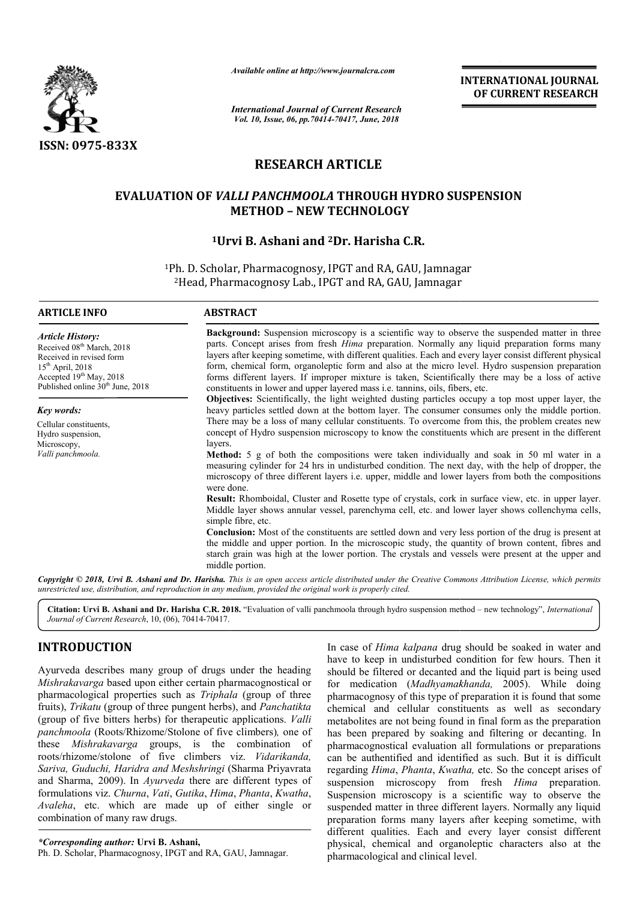ISSN: 0975-833X

*Available online at http://www.journalcra.com*

*International Journal of Current Research*
*Vol. 10, Issue, 06, pp.70414-70417, June, 2018*

**INTERNATIONAL JOURNAL OF CURRENT RESEARCH**

## RESEARCH ARTICLE

# EVALUATION OF *VALLI PANCHMOOLA* THROUGH HYDRO SUSPENSION METHOD – NEW TECHNOLOGY

**[1]Urvi B. Ashani and [2]Dr. Harisha C.R.**

[1]Ph. D. Scholar, Pharmacognosy, IPGT and RA, GAU, Jamnagar
[2]Head, Pharmacognosy Lab., IPGT and RA, GAU, Jamnagar

### ARTICLE INFO

*Article History:*
Received 08th March, 2018
Received in revised form
15th April, 2018
Accepted 19th May, 2018
Published online 30th June, 2018

*Key words:*
Cellular constituents,
Hydro suspension,
Microscopy,
*Valli panchmoola.*

### ABSTRACT

**Background:** Suspension microscopy is a scientific way to observe the suspended matter in three parts. Concept arises from fresh *Hima* preparation. Normally any liquid preparation forms many layers after keeping sometime, with different qualities. Each and every layer consist different physical form, chemical form, organoleptic form and also at the micro level. Hydro suspension preparation forms different layers. If improper mixture is taken, Scientifically there may be a loss of active constituents in lower and upper layered mass i.e. tannins, oils, fibers, etc.

**Objectives:** Scientifically, the light weighted dusting particles occupy a top most upper layer, the heavy particles settled down at the bottom layer. The consumer consumes only the middle portion. There may be a loss of many cellular constituents. To overcome from this, the problem creates new concept of Hydro suspension microscopy to know the constituents which are present in the different layers.

**Method:** 5 g of both the compositions were taken individually and soak in 50 ml water in a measuring cylinder for 24 hrs in undisturbed condition. The next day, with the help of dropper, the microscopy of three different layers i.e. upper, middle and lower layers from both the compositions were done.

**Result:** Rhomboidal, Cluster and Rosette type of crystals, cork in surface view, etc. in upper layer. Middle layer shows annular vessel, parenchyma cell, etc. and lower layer shows collenchyma cells, simple fibre, etc.

**Conclusion:** Most of the constituents are settled down and very less portion of the drug is present at the middle and upper portion. In the microscopic study, the quantity of brown content, fibres and starch grain was high at the lower portion. The crystals and vessels were present at the upper and middle portion.

*Copyright © 2018, Urvi B. Ashani and Dr. Harisha. This is an open access article distributed under the Creative Commons Attribution License, which permits unrestricted use, distribution, and reproduction in any medium, provided the original work is properly cited.*

**Citation: Urvi B. Ashani and Dr. Harisha C.R. 2018.** "Evaluation of valli panchmoola through hydro suspension method – new technology", *International Journal of Current Research*, 10, (06), 70414-70417.

## INTRODUCTION

Ayurveda describes many group of drugs under the heading *Mishrakavarga* based upon either certain pharmacognostical or pharmacological properties such as *Triphala* (group of three fruits), *Trikatu* (group of three pungent herbs), and *Panchatikta* (group of five bitters herbs) for therapeutic applications. *Valli panchmoola* (Roots/Rhizome/Stolone of five climbers), one of these *Mishrakavarga* groups, is the combination of roots/rhizome/stolone of five climbers viz. *Vidarikanda, Sariva, Guduchi, Haridra and Meshshringi* (Sharma Priyavrata and Sharma, 2009). In *Ayurveda* there are different types of formulations viz. *Churna*, *Vati*, *Gutika*, *Hima*, *Phanta*, *Kwatha*, *Avaleha*, etc. which are made up of either single or combination of many raw drugs.

In case of *Hima kalpana* drug should be soaked in water and have to keep in undisturbed condition for few hours. Then it should be filtered or decanted and the liquid part is being used for medication (*Madhyamakhanda,* 2005). While doing pharmacognosy of this type of preparation it is found that some chemical and cellular constituents as well as secondary metabolites are not being found in final form as the preparation has been prepared by soaking and filtering or decanting. In pharmacognostical evaluation all formulations or preparations can be authentified and identified as such. But it is difficult regarding *Hima*, *Phanta*, *Kwatha,* etc. So the concept arises of suspension microscopy from fresh *Hima* preparation. Suspension microscopy is a scientific way to observe the suspended matter in three different layers. Normally any liquid preparation forms many layers after keeping sometime, with different qualities. Each and every layer consist different physical, chemical and organoleptic characters also at the pharmacological and clinical level.

*\*Corresponding author:* **Urvi B. Ashani,**
Ph. D. Scholar, Pharmacognosy, IPGT and RA, GAU, Jamnagar.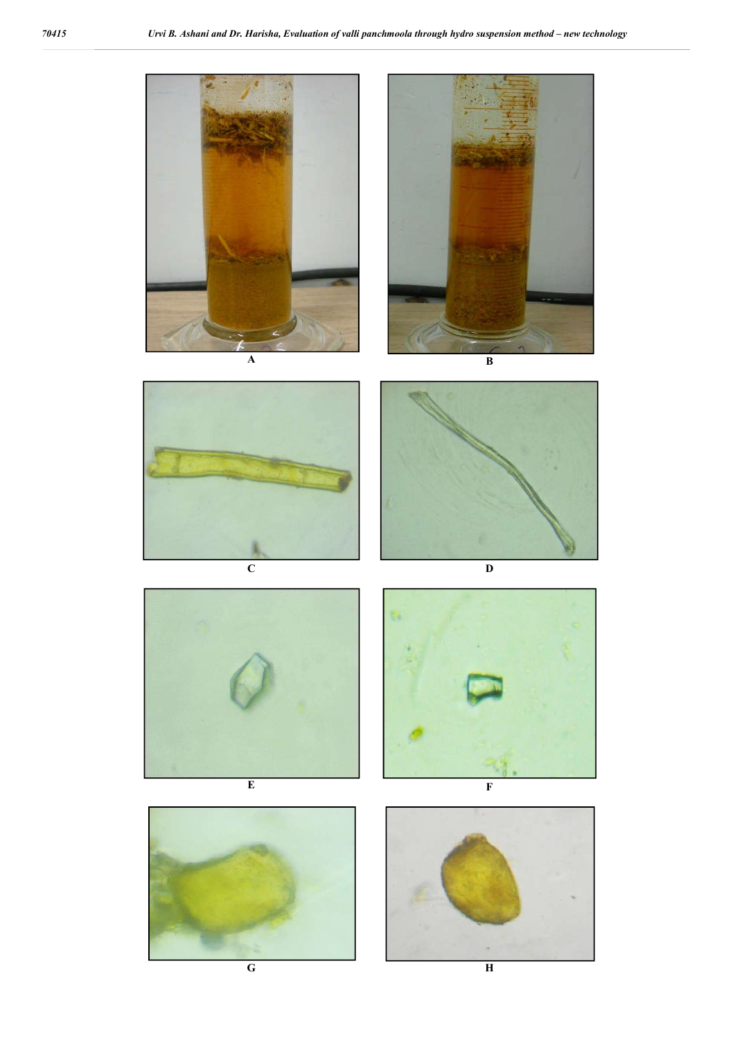A

B

C

D

E

F

G

H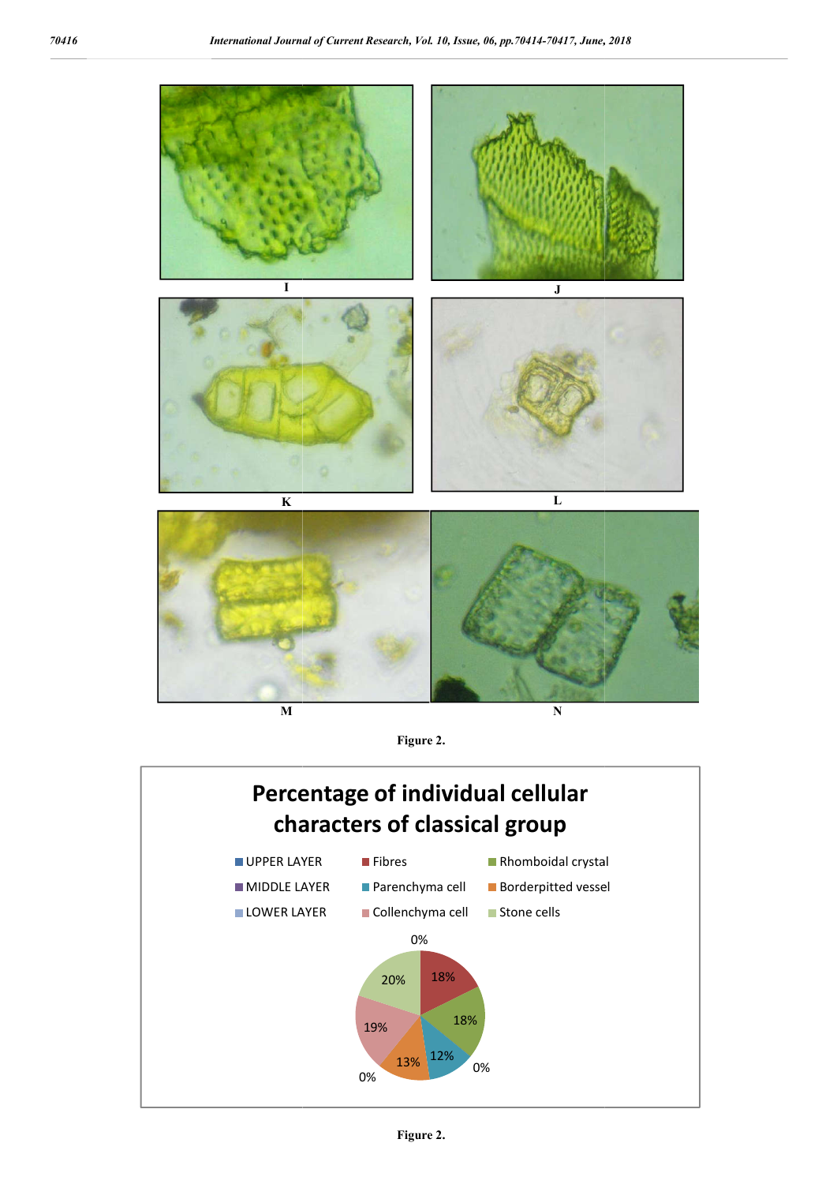I

J

K

L

M

N

**Figure 2.**

**Percentage of individual cellular characters of classical group**

- UPPER LAYER
- MIDDLE LAYER
- LOWER LAYER
- Fibres
- Parenchyma cell
- Collenchyma cell
- Rhomboidal crystal
- Borderpitted vessel
- Stone cells

0%, 18%, 18%, 12%, 0%, 13%, 0%, 19%, 20%

**Figure 2.**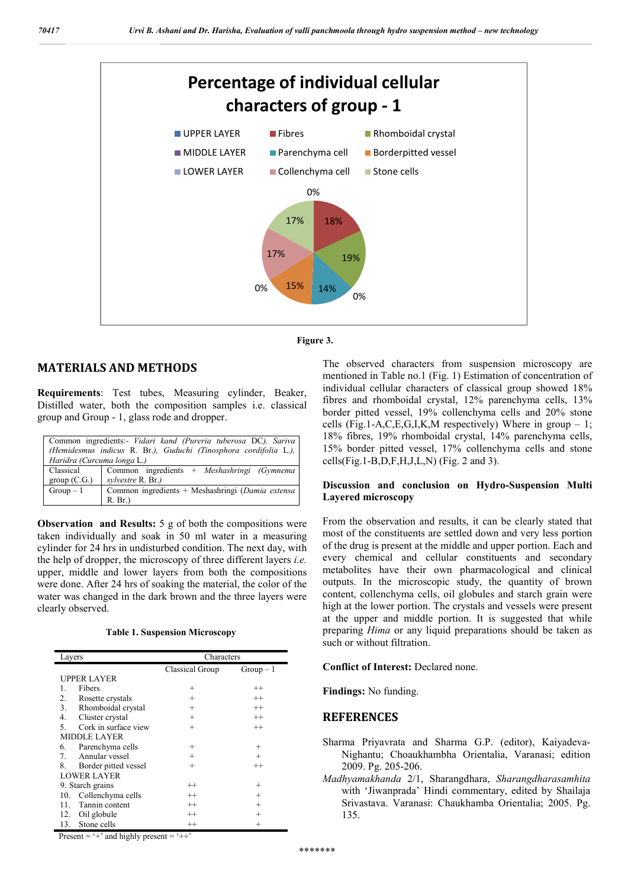Percentage of individual cellular characters of group - 1

UPPER LAYER
Fibres
Rhomboidal crystal
MIDDLE LAYER
Parenchyma cell
Borderpitted vessel
LOWER LAYER
Collenchyma cell
Stone cells

0%
18%
19%
14%
0%
15%
0%
17%
17%

Figure 3.

## MATERIALS AND METHODS

**Requirements**: Test tubes, Measuring cylinder, Beaker, Distilled water, both the composition samples i.e. classical group and Group - 1, glass rode and dropper.

| | |
|---|---|
| Common ingredients:- *Vidari kand (Pureria tuberosa* DC*), Sariva (Hemidesmus indicus* R. Br.*), Guduchi (Tinosphora cordifolia* L.*), Haridra (Curcuma longa* L.*)* | |
| Classical group (C.G.) | Common ingredients + *Meshashringi (Gymnema sylvestre* R. Br.*)* |
| Group – 1 | Common ingredients + Meshashringi (*Damia extensa* R. Br.) |

**Observation and Results:** 5 g of both the compositions were taken individually and soak in 50 ml water in a measuring cylinder for 24 hrs in undisturbed condition. The next day, with the help of dropper, the microscopy of three different layers *i.e.* upper, middle and lower layers from both the compositions were done. After 24 hrs of soaking the material, the color of the water was changed in the dark brown and the three layers were clearly observed.

**Table 1. Suspension Microscopy**

| Layers | Characters | |
|---|---|---|
| | Classical Group | Group – 1 |
| UPPER LAYER | | |
| 1. Fibers | + | ++ |
| 2. Rosette crystals | + | ++ |
| 3. Rhomboidal crystal | + | ++ |
| 4. Cluster crystal | + | ++ |
| 5. Cork in surface view | + | ++ |
| MIDDLE LAYER | | |
| 6. Parenchyma cells | + | + |
| 7. Annular vessel | + | + |
| 8. Border pitted vessel | + | ++ |
| LOWER LAYER | | |
| 9. Starch grains | ++ | + |
| 10. Collenchyma cells | ++ | + |
| 11. Tannin content | ++ | + |
| 12. Oil globule | ++ | + |
| 13. Stone cells | ++ | + |

Present = '+' and highly present = '++'

The observed characters from suspension microscopy are mentioned in Table no.1 (Fig. 1) Estimation of concentration of individual cellular characters of classical group showed 18% fibres and rhomboidal crystal, 12% parenchyma cells, 13% border pitted vessel, 19% collenchyma cells and 20% stone cells (Fig.1-A,C,E,G,I,K,M respectively) Where in group – 1; 18% fibres, 19% rhomboidal crystal, 14% parenchyma cells, 15% border pitted vessel, 17% collenchyma cells and stone cells(Fig.1-B,D,F,H,J,L,N) (Fig. 2 and 3).

### Discussion and conclusion on Hydro-Suspension Multi Layered microscopy

From the observation and results, it can be clearly stated that most of the constituents are settled down and very less portion of the drug is present at the middle and upper portion. Each and every chemical and cellular constituents and secondary metabolites have their own pharmacological and clinical outputs. In the microscopic study, the quantity of brown content, collenchyma cells, oil globules and starch grain were high at the lower portion. The crystals and vessels were present at the upper and middle portion. It is suggested that while preparing *Hima* or any liquid preparations should be taken as such or without filtration.

**Conflict of Interest:** Declared none.

**Findings:** No funding.

## REFERENCES

Sharma Priyavrata and Sharma G.P. (editor), Kaiyadeva-Nighantu; Choaukhambha Orientalia, Varanasi; edition 2009. Pg. 205-206.

*Madhyamakhanda* 2/1, Sharangdhara, *Sharangdharasamhita* with 'Jiwanprada' Hindi commentary, edited by Shailaja Srivastava. Varanasi: Chaukhamba Orientalia; 2005. Pg. 135.

\*\*\*\*\*\*\*